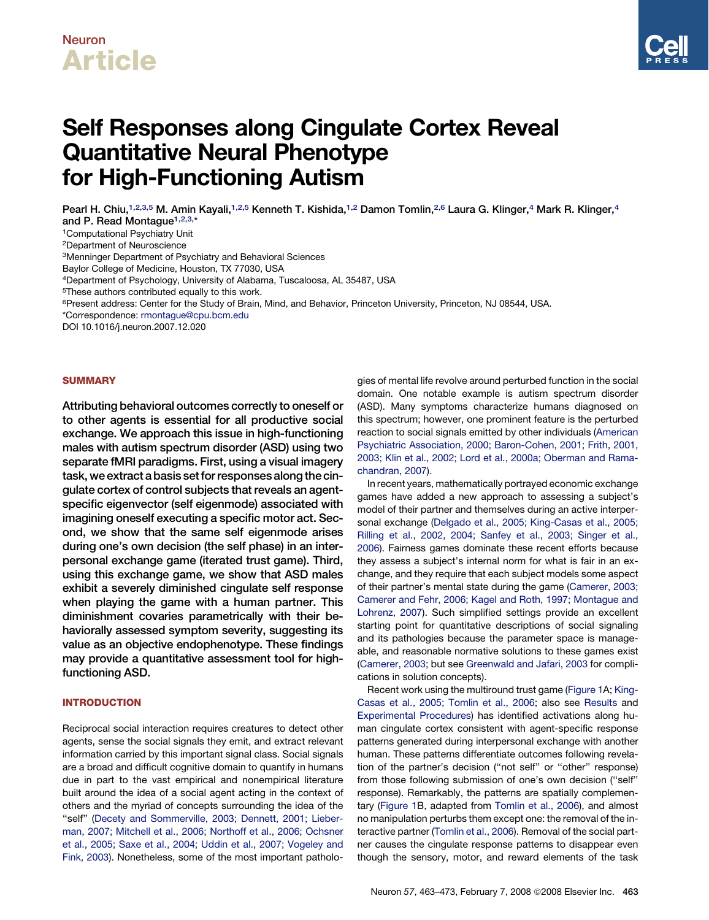Neuron
Article

# Self Responses along Cingulate Cortex Reveal Quantitative Neural Phenotype for High-Functioning Autism

Pearl H. Chiu,[1,2,3,5] M. Amin Kayali,[1,2,5] Kenneth T. Kishida,[1,2] Damon Tomlin,[2,6] Laura G. Klinger,[4] Mark R. Klinger,[4] and P. Read Montague[1,2,3,*]

[1]Computational Psychiatry Unit
[2]Department of Neuroscience
[3]Menninger Department of Psychiatry and Behavioral Sciences
Baylor College of Medicine, Houston, TX 77030, USA
[4]Department of Psychology, University of Alabama, Tuscaloosa, AL 35487, USA
[5]These authors contributed equally to this work.
[6]Present address: Center for the Study of Brain, Mind, and Behavior, Princeton University, Princeton, NJ 08544, USA.
*Correspondence: rmontague@cpu.bcm.edu
DOI 10.1016/j.neuron.2007.12.020

## SUMMARY

**Attributing behavioral outcomes correctly to oneself or to other agents is essential for all productive social exchange. We approach this issue in high-functioning males with autism spectrum disorder (ASD) using two separate fMRI paradigms. First, using a visual imagery task, we extract a basis set for responses along the cingulate cortex of control subjects that reveals an agent-specific eigenvector (self eigenmode) associated with imagining oneself executing a specific motor act. Second, we show that the same self eigenmode arises during one's own decision (the self phase) in an interpersonal exchange game (iterated trust game). Third, using this exchange game, we show that ASD males exhibit a severely diminished cingulate self response when playing the game with a human partner. This diminishment covaries parametrically with their behaviorally assessed symptom severity, suggesting its value as an objective endophenotype. These findings may provide a quantitative assessment tool for high-functioning ASD.**

## INTRODUCTION

Reciprocal social interaction requires creatures to detect other agents, sense the social signals they emit, and extract relevant information carried by this important signal class. Social signals are a broad and difficult cognitive domain to quantify in humans due in part to the vast empirical and nonempirical literature built around the idea of a social agent acting in the context of others and the myriad of concepts surrounding the idea of the "self" (Decety and Sommerville, 2003; Dennett, 2001; Lieberman, 2007; Mitchell et al., 2006; Northoff et al., 2006; Ochsner et al., 2005; Saxe et al., 2004; Uddin et al., 2007; Vogeley and Fink, 2003). Nonetheless, some of the most important pathologies of mental life revolve around perturbed function in the social domain. One notable example is autism spectrum disorder (ASD). Many symptoms characterize humans diagnosed on this spectrum; however, one prominent feature is the perturbed reaction to social signals emitted by other individuals (American Psychiatric Association, 2000; Baron-Cohen, 2001; Frith, 2001, 2003; Klin et al., 2002; Lord et al., 2000a; Oberman and Ramachandran, 2007).

In recent years, mathematically portrayed economic exchange games have added a new approach to assessing a subject's model of their partner and themselves during an active interpersonal exchange (Delgado et al., 2005; King-Casas et al., 2005; Rilling et al., 2002, 2004; Sanfey et al., 2003; Singer et al., 2006). Fairness games dominate these recent efforts because they assess a subject's internal norm for what is fair in an exchange, and they require that each subject models some aspect of their partner's mental state during the game (Camerer, 2003; Camerer and Fehr, 2006; Kagel and Roth, 1997; Montague and Lohrenz, 2007). Such simplified settings provide an excellent starting point for quantitative descriptions of social signaling and its pathologies because the parameter space is manageable, and reasonable normative solutions to these games exist (Camerer, 2003; but see Greenwald and Jafari, 2003 for complications in solution concepts).

Recent work using the multiround trust game (Figure 1A; King-Casas et al., 2005; Tomlin et al., 2006; also see Results and Experimental Procedures) has identified activations along human cingulate cortex consistent with agent-specific response patterns generated during interpersonal exchange with another human. These patterns differentiate outcomes following revelation of the partner's decision ("not self" or "other" response) from those following submission of one's own decision ("self" response). Remarkably, the patterns are spatially complementary (Figure 1B, adapted from Tomlin et al., 2006), and almost no manipulation perturbs them except one: the removal of the interactive partner (Tomlin et al., 2006). Removal of the social partner causes the cingulate response patterns to disappear even though the sensory, motor, and reward elements of the task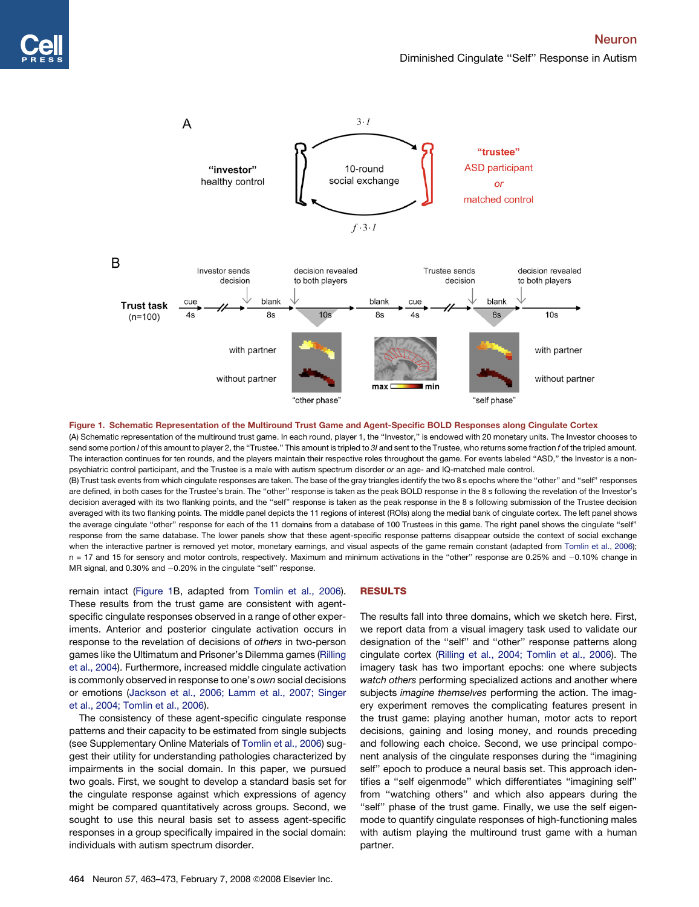**Figure 1. Schematic Representation of the Multiround Trust Game and Agent-Specific BOLD Responses along Cingulate Cortex**

(A) Schematic representation of the multiround trust game. In each round, player 1, the "Investor," is endowed with 20 monetary units. The Investor chooses to send some portion $I$ of this amount to player 2, the "Trustee." This amount is tripled to $3I$ and sent to the Trustee, who returns some fraction $f$ of the tripled amount. The interaction continues for ten rounds, and the players maintain their respective roles throughout the game. For events labeled "ASD," the Investor is a non-psychiatric control participant, and the Trustee is a male with autism spectrum disorder *or* an age- and IQ-matched male control.

(B) Trust task events from which cingulate responses are taken. The base of the gray triangles identify the two 8 s epochs where the "other" and "self" responses are defined, in both cases for the Trustee's brain. The "other" response is taken as the peak BOLD response in the 8 s following the revelation of the Investor's decision averaged with its two flanking points, and the "self" response is taken as the peak response in the 8 s following submission of the Trustee decision averaged with its two flanking points. The middle panel depicts the 11 regions of interest (ROIs) along the medial bank of cingulate cortex. The left panel shows the average cingulate "other" response for each of the 11 domains from a database of 100 Trustees in this game. The right panel shows the cingulate "self" response from the same database. The lower panels show that these agent-specific response patterns disappear outside the context of social exchange when the interactive partner is removed yet motor, monetary earnings, and visual aspects of the game remain constant (adapted from Tomlin et al., 2006); n = 17 and 15 for sensory and motor controls, respectively. Maximum and minimum activations in the "other" response are 0.25% and −0.10% change in MR signal, and 0.30% and −0.20% in the cingulate "self" response.

remain intact (Figure 1B, adapted from Tomlin et al., 2006). These results from the trust game are consistent with agent-specific cingulate responses observed in a range of other experiments. Anterior and posterior cingulate activation occurs in response to the revelation of decisions of *others* in two-person games like the Ultimatum and Prisoner's Dilemma games (Rilling et al., 2004). Furthermore, increased middle cingulate activation is commonly observed in response to one's *own* social decisions or emotions (Jackson et al., 2006; Lamm et al., 2007; Singer et al., 2004; Tomlin et al., 2006).

The consistency of these agent-specific cingulate response patterns and their capacity to be estimated from single subjects (see Supplementary Online Materials of Tomlin et al., 2006) suggest their utility for understanding pathologies characterized by impairments in the social domain. In this paper, we pursued two goals. First, we sought to develop a standard basis set for the cingulate response against which expressions of agency might be compared quantitatively across groups. Second, we sought to use this neural basis set to assess agent-specific responses in a group specifically impaired in the social domain: individuals with autism spectrum disorder.

## RESULTS

The results fall into three domains, which we sketch here. First, we report data from a visual imagery task used to validate our designation of the "self" and "other" response patterns along cingulate cortex (Rilling et al., 2004; Tomlin et al., 2006). The imagery task has two important epochs: one where subjects *watch others* performing specialized actions and another where subjects *imagine themselves* performing the action. The imagery experiment removes the complicating features present in the trust game: playing another human, motor acts to report decisions, gaining and losing money, and rounds preceding and following each choice. Second, we use principal component analysis of the cingulate responses during the "imagining self" epoch to produce a neural basis set. This approach identifies a "self eigenmode" which differentiates "imagining self" from "watching others" and which also appears during the "self" phase of the trust game. Finally, we use the self eigenmode to quantify cingulate responses of high-functioning males with autism playing the multiround trust game with a human partner.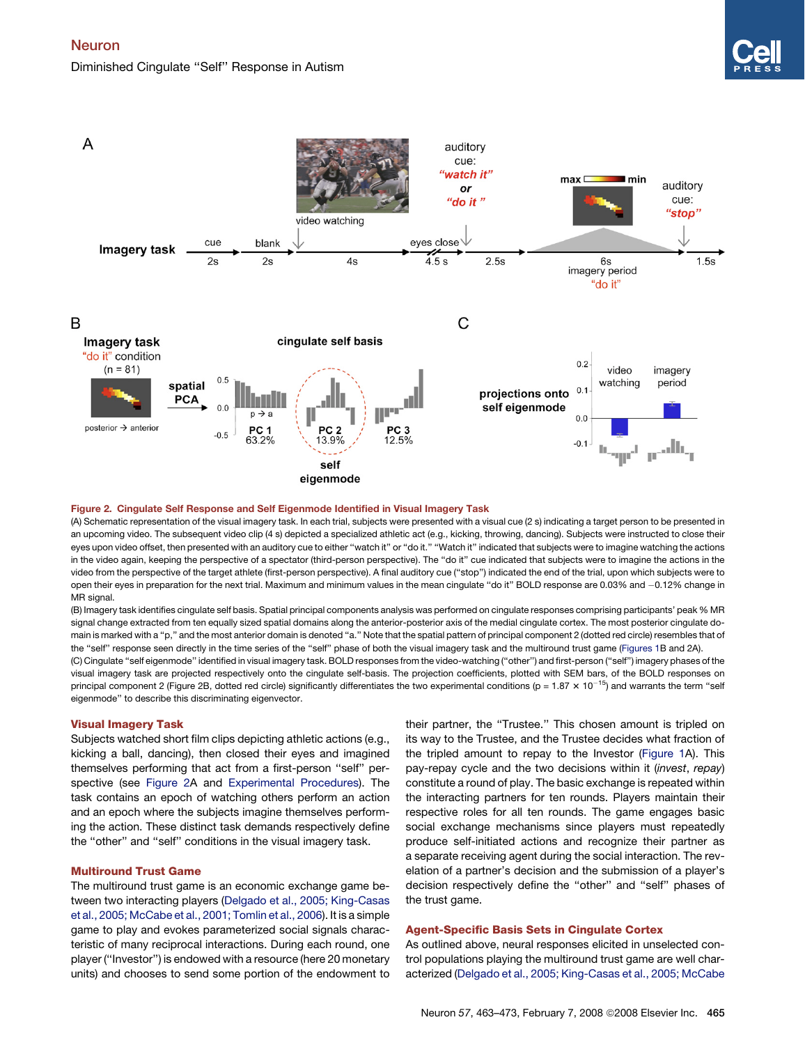**Figure 2. Cingulate Self Response and Self Eigenmode Identified in Visual Imagery Task**

(A) Schematic representation of the visual imagery task. In each trial, subjects were presented with a visual cue (2 s) indicating a target person to be presented in an upcoming video. The subsequent video clip (4 s) depicted a specialized athletic act (e.g., kicking, throwing, dancing). Subjects were instructed to close their eyes upon video offset, then presented with an auditory cue to either "watch it" or "do it." "Watch it" indicated that subjects were to imagine watching the actions in the video again, keeping the perspective of a spectator (third-person perspective). The "do it" cue indicated that subjects were to imagine the actions in the video from the perspective of the target athlete (first-person perspective). A final auditory cue ("stop") indicated the end of the trial, upon which subjects were to open their eyes in preparation for the next trial. Maximum and minimum values in the mean cingulate "do it" BOLD response are 0.03% and −0.12% change in MR signal.

(B) Imagery task identifies cingulate self basis. Spatial principal components analysis was performed on cingulate responses comprising participants' peak % MR signal change extracted from ten equally sized spatial domains along the anterior-posterior axis of the medial cingulate cortex. The most posterior cingulate domain is marked with a "p," and the most anterior domain is denoted "a." Note that the spatial pattern of principal component 2 (dotted red circle) resembles that of the "self" response seen directly in the time series of the "self" phase of both the visual imagery task and the multiround trust game (Figures 1B and 2A).

(C) Cingulate "self eigenmode" identified in visual imagery task. BOLD responses from the video-watching ("other") and first-person ("self") imagery phases of the visual imagery task are projected respectively onto the cingulate self-basis. The projection coefficients, plotted with SEM bars, of the BOLD responses on principal component 2 (Figure 2B, dotted red circle) significantly differentiates the two experimental conditions ($p = 1.87 \times 10^{-15}$) and warrants the term "self eigenmode" to describe this discriminating eigenvector.

## Visual Imagery Task

Subjects watched short film clips depicting athletic actions (e.g., kicking a ball, dancing), then closed their eyes and imagined themselves performing that act from a first-person "self" perspective (see Figure 2A and Experimental Procedures). The task contains an epoch of watching others perform an action and an epoch where the subjects imagine themselves performing the action. These distinct task demands respectively define the "other" and "self" conditions in the visual imagery task.

## Multiround Trust Game

The multiround trust game is an economic exchange game between two interacting players (Delgado et al., 2005; King-Casas et al., 2005; McCabe et al., 2001; Tomlin et al., 2006). It is a simple game to play and evokes parameterized social signals characteristic of many reciprocal interactions. During each round, one player ("Investor") is endowed with a resource (here 20 monetary units) and chooses to send some portion of the endowment to their partner, the "Trustee." This chosen amount is tripled on its way to the Trustee, and the Trustee decides what fraction of the tripled amount to repay to the Investor (Figure 1A). This pay-repay cycle and the two decisions within it (*invest*, *repay*) constitute a round of play. The basic exchange is repeated within the interacting partners for ten rounds. Players maintain their respective roles for all ten rounds. The game engages basic social exchange mechanisms since players must repeatedly produce self-initiated actions and recognize their partner as a separate receiving agent during the social interaction. The revelation of a partner's decision and the submission of a player's decision respectively define the "other" and "self" phases of the trust game.

## Agent-Specific Basis Sets in Cingulate Cortex

As outlined above, neural responses elicited in unselected control populations playing the multiround trust game are well characterized (Delgado et al., 2005; King-Casas et al., 2005; McCabe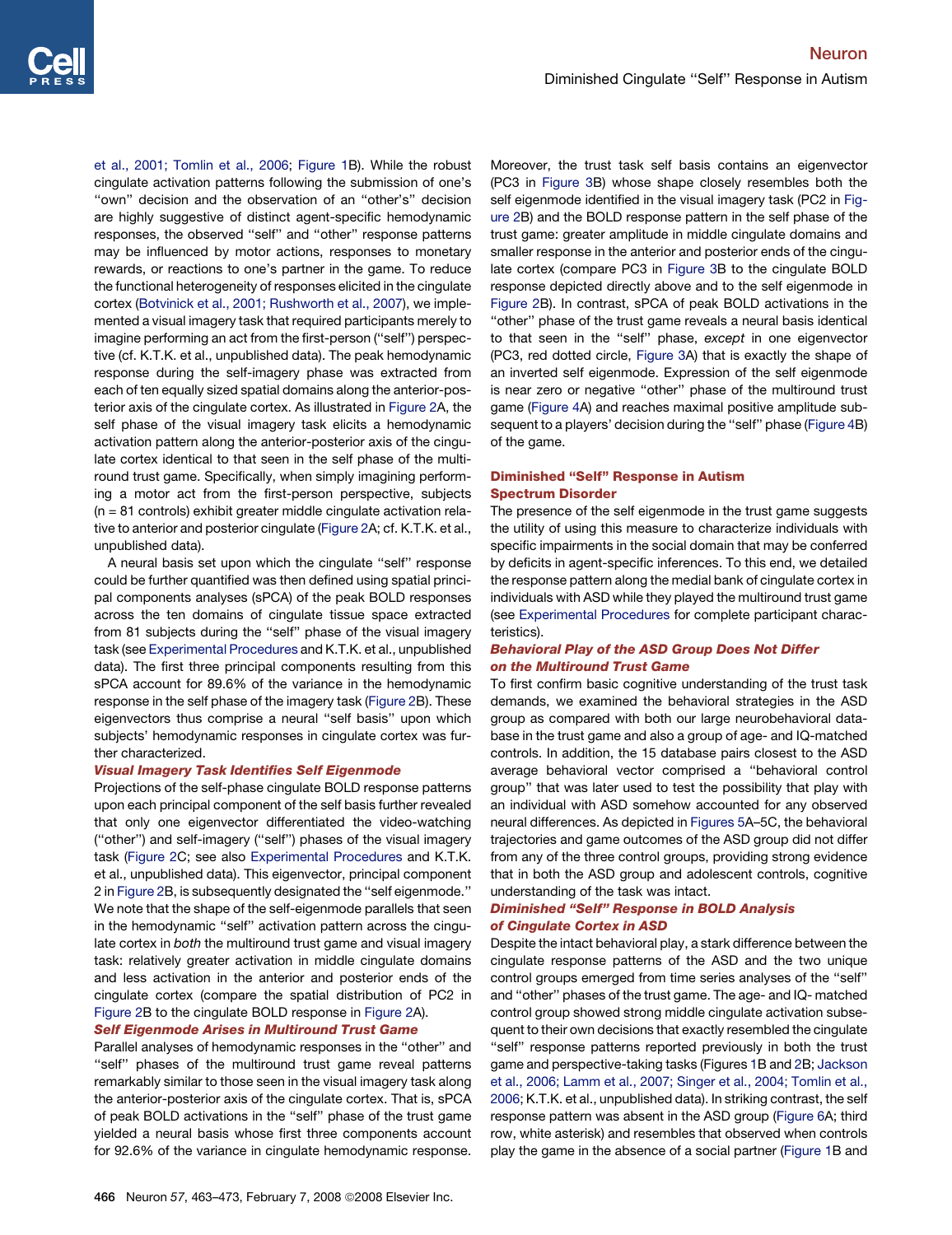et al., 2001; Tomlin et al., 2006; Figure 1B). While the robust cingulate activation patterns following the submission of one's "own" decision and the observation of an "other's" decision are highly suggestive of distinct agent-specific hemodynamic responses, the observed "self" and "other" response patterns may be influenced by motor actions, responses to monetary rewards, or reactions to one's partner in the game. To reduce the functional heterogeneity of responses elicited in the cingulate cortex (Botvinick et al., 2001; Rushworth et al., 2007), we implemented a visual imagery task that required participants merely to imagine performing an act from the first-person ("self") perspective (cf. K.T.K. et al., unpublished data). The peak hemodynamic response during the self-imagery phase was extracted from each of ten equally sized spatial domains along the anterior-posterior axis of the cingulate cortex. As illustrated in Figure 2A, the self phase of the visual imagery task elicits a hemodynamic activation pattern along the anterior-posterior axis of the cingulate cortex identical to that seen in the self phase of the multiround trust game. Specifically, when simply imagining performing a motor act from the first-person perspective, subjects (n = 81 controls) exhibit greater middle cingulate activation relative to anterior and posterior cingulate (Figure 2A; cf. K.T.K. et al., unpublished data).

A neural basis set upon which the cingulate "self" response could be further quantified was then defined using spatial principal components analyses (sPCA) of the peak BOLD responses across the ten domains of cingulate tissue space extracted from 81 subjects during the "self" phase of the visual imagery task (see Experimental Procedures and K.T.K. et al., unpublished data). The first three principal components resulting from this sPCA account for 89.6% of the variance in the hemodynamic response in the self phase of the imagery task (Figure 2B). These eigenvectors thus comprise a neural "self basis" upon which subjects' hemodynamic responses in cingulate cortex was further characterized.

### *Visual Imagery Task Identifies Self Eigenmode*

Projections of the self-phase cingulate BOLD response patterns upon each principal component of the self basis further revealed that only one eigenvector differentiated the video-watching ("other") and self-imagery ("self") phases of the visual imagery task (Figure 2C; see also Experimental Procedures and K.T.K. et al., unpublished data). This eigenvector, principal component 2 in Figure 2B, is subsequently designated the "self eigenmode." We note that the shape of the self-eigenmode parallels that seen in the hemodynamic "self" activation pattern across the cingulate cortex in *both* the multiround trust game and visual imagery task: relatively greater activation in middle cingulate domains and less activation in the anterior and posterior ends of the cingulate cortex (compare the spatial distribution of PC2 in Figure 2B to the cingulate BOLD response in Figure 2A).

### *Self Eigenmode Arises in Multiround Trust Game*

Parallel analyses of hemodynamic responses in the "other" and "self" phases of the multiround trust game reveal patterns remarkably similar to those seen in the visual imagery task along the anterior-posterior axis of the cingulate cortex. That is, sPCA of peak BOLD activations in the "self" phase of the trust game yielded a neural basis whose first three components account for 92.6% of the variance in cingulate hemodynamic response. Moreover, the trust task self basis contains an eigenvector (PC3 in Figure 3B) whose shape closely resembles both the self eigenmode identified in the visual imagery task (PC2 in Figure 2B) and the BOLD response pattern in the self phase of the trust game: greater amplitude in middle cingulate domains and smaller response in the anterior and posterior ends of the cingulate cortex (compare PC3 in Figure 3B to the cingulate BOLD response depicted directly above and to the self eigenmode in Figure 2B). In contrast, sPCA of peak BOLD activations in the "other" phase of the trust game reveals a neural basis identical to that seen in the "self" phase, *except* in one eigenvector (PC3, red dotted circle, Figure 3A) that is exactly the shape of an inverted self eigenmode. Expression of the self eigenmode is near zero or negative "other" phase of the multiround trust game (Figure 4A) and reaches maximal positive amplitude subsequent to a players' decision during the "self" phase (Figure 4B) of the game.

## Diminished "Self" Response in Autism Spectrum Disorder

The presence of the self eigenmode in the trust game suggests the utility of using this measure to characterize individuals with specific impairments in the social domain that may be conferred by deficits in agent-specific inferences. To this end, we detailed the response pattern along the medial bank of cingulate cortex in individuals with ASD while they played the multiround trust game (see Experimental Procedures for complete participant characteristics).

### *Behavioral Play of the ASD Group Does Not Differ on the Multiround Trust Game*

To first confirm basic cognitive understanding of the trust task demands, we examined the behavioral strategies in the ASD group as compared with both our large neurobehavioral database in the trust game and also a group of age- and IQ-matched controls. In addition, the 15 database pairs closest to the ASD average behavioral vector comprised a "behavioral control group" that was later used to test the possibility that play with an individual with ASD somehow accounted for any observed neural differences. As depicted in Figures 5A–5C, the behavioral trajectories and game outcomes of the ASD group did not differ from any of the three control groups, providing strong evidence that in both the ASD group and adolescent controls, cognitive understanding of the task was intact.

### *Diminished "Self" Response in BOLD Analysis of Cingulate Cortex in ASD*

Despite the intact behavioral play, a stark difference between the cingulate response patterns of the ASD and the two unique control groups emerged from time series analyses of the "self" and "other" phases of the trust game. The age- and IQ- matched control group showed strong middle cingulate activation subsequent to their own decisions that exactly resembled the cingulate "self" response patterns reported previously in both the trust game and perspective-taking tasks (Figures 1B and 2B; Jackson et al., 2006; Lamm et al., 2007; Singer et al., 2004; Tomlin et al., 2006; K.T.K. et al., unpublished data). In striking contrast, the self response pattern was absent in the ASD group (Figure 6A; third row, white asterisk) and resembles that observed when controls play the game in the absence of a social partner (Figure 1B and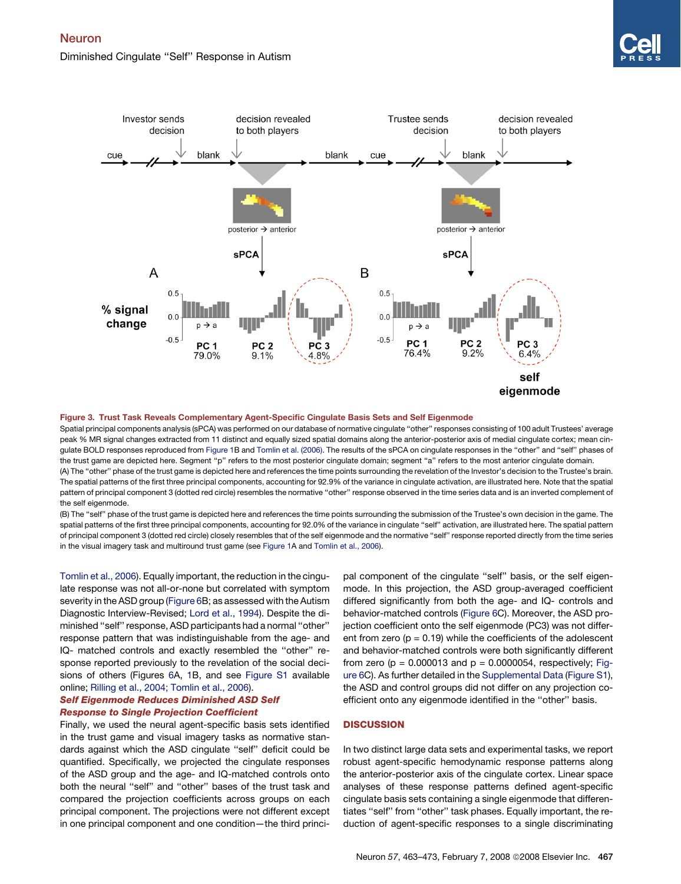**Figure 3. Trust Task Reveals Complementary Agent-Specific Cingulate Basis Sets and Self Eigenmode**

Spatial principal components analysis (sPCA) was performed on our database of normative cingulate "other" responses consisting of 100 adult Trustees' average peak % MR signal changes extracted from 11 distinct and equally sized spatial domains along the anterior-posterior axis of medial cingulate cortex; mean cingulate BOLD responses reproduced from Figure 1B and Tomlin et al. (2006). The results of the sPCA on cingulate responses in the "other" and "self" phases of the trust game are depicted here. Segment "p" refers to the most posterior cingulate domain; segment "a" refers to the most anterior cingulate domain.

(A) The "other" phase of the trust game is depicted here and references the time points surrounding the revelation of the Investor's decision to the Trustee's brain. The spatial patterns of the first three principal components, accounting for 92.9% of the variance in cingulate activation, are illustrated here. Note that the spatial pattern of principal component 3 (dotted red circle) resembles the normative "other" response observed in the time series data and is an inverted complement of the self eigenmode.

(B) The "self" phase of the trust game is depicted here and references the time points surrounding the submission of the Trustee's own decision in the game. The spatial patterns of the first three principal components, accounting for 92.0% of the variance in cingulate "self" activation, are illustrated here. The spatial pattern of principal component 3 (dotted red circle) closely resembles that of the self eigenmode and the normative "self" response reported directly from the time series in the visual imagery task and multiround trust game (see Figure 1A and Tomlin et al., 2006).

Tomlin et al., 2006). Equally important, the reduction in the cingulate response was not all-or-none but correlated with symptom severity in the ASD group (Figure 6B; as assessed with the Autism Diagnostic Interview-Revised; Lord et al., 1994). Despite the diminished "self" response, ASD participants had a normal "other" response pattern that was indistinguishable from the age- and IQ- matched controls and exactly resembled the "other" response reported previously to the revelation of the social decisions of others (Figures 6A, 1B, and see Figure S1 available online; Rilling et al., 2004; Tomlin et al., 2006).

### *Self Eigenmode Reduces Diminished ASD Self Response to Single Projection Coefficient*

Finally, we used the normal agent-specific basis sets identified in the trust game and visual imagery tasks as normative standards against which the ASD cingulate "self" deficit could be quantified. Specifically, we projected the cingulate responses of the ASD group and the age- and IQ-matched controls onto both the neural "self" and "other" bases of the trust task and compared the projection coefficients across groups on each principal component. The projections were not different except in one principal component and one condition—the third principal component of the cingulate "self" basis, or the self eigenmode. In this projection, the ASD group-averaged coefficient differed significantly from both the age- and IQ- controls and behavior-matched controls (Figure 6C). Moreover, the ASD projection coefficient onto the self eigenmode (PC3) was not different from zero ($p = 0.19$) while the coefficients of the adolescent and behavior-matched controls were both significantly different from zero ($p = 0.000013$ and $p = 0.0000054$, respectively; Figure 6C). As further detailed in the Supplemental Data (Figure S1), the ASD and control groups did not differ on any projection coefficient onto any eigenmode identified in the "other" basis.

## DISCUSSION

In two distinct large data sets and experimental tasks, we report robust agent-specific hemodynamic response patterns along the anterior-posterior axis of the cingulate cortex. Linear space analyses of these response patterns defined agent-specific cingulate basis sets containing a single eigenmode that differentiates "self" from "other" task phases. Equally important, the reduction of agent-specific responses to a single discriminating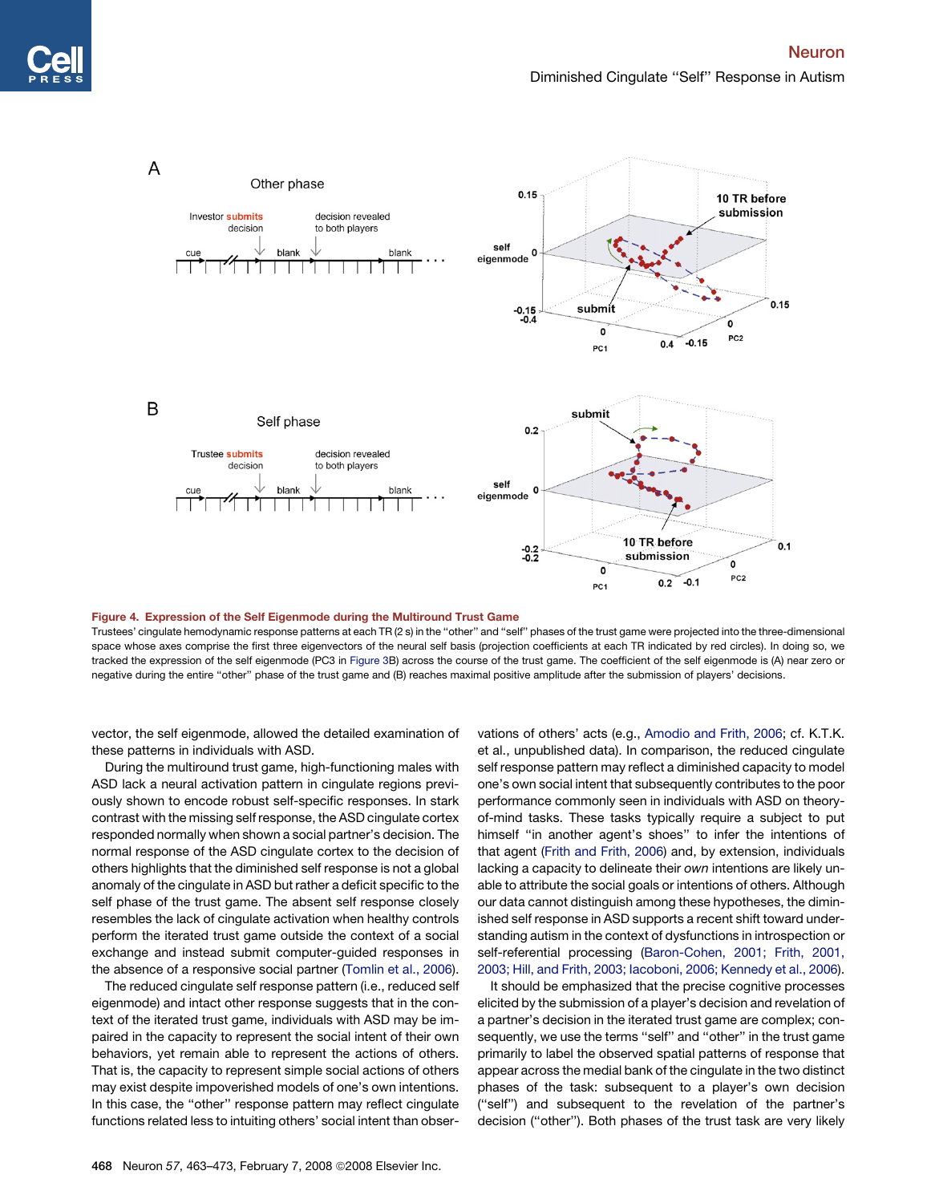A

Other phase

Investor submits decision

decision revealed to both players

cue

blank

blank

0.15

10 TR before submission

self eigenmode

0

-0.15

-0.4

submit

0

PC1

0.4

-0.15

0

0.15

PC2

B

Self phase

Trustee submits decision

decision revealed to both players

cue

blank

blank

submit

0.2

self eigenmode

0

-0.2

-0.2

10 TR before submission

0

PC1

0.2

-0.1

0

0.1

PC2

**Figure 4. Expression of the Self Eigenmode during the Multiround Trust Game**

Trustees' cingulate hemodynamic response patterns at each TR (2 s) in the "other" and "self" phases of the trust game were projected into the three-dimensional space whose axes comprise the first three eigenvectors of the neural self basis (projection coefficients at each TR indicated by red circles). In doing so, we tracked the expression of the self eigenmode (PC3 in Figure 3B) across the course of the trust game. The coefficient of the self eigenmode is (A) near zero or negative during the entire "other" phase of the trust game and (B) reaches maximal positive amplitude after the submission of players' decisions.

vector, the self eigenmode, allowed the detailed examination of these patterns in individuals with ASD.

During the multiround trust game, high-functioning males with ASD lack a neural activation pattern in cingulate regions previously shown to encode robust self-specific responses. In stark contrast with the missing self response, the ASD cingulate cortex responded normally when shown a social partner's decision. The normal response of the ASD cingulate cortex to the decision of others highlights that the diminished self response is not a global anomaly of the cingulate in ASD but rather a deficit specific to the self phase of the trust game. The absent self response closely resembles the lack of cingulate activation when healthy controls perform the iterated trust game outside the context of a social exchange and instead submit computer-guided responses in the absence of a responsive social partner (Tomlin et al., 2006).

The reduced cingulate self response pattern (i.e., reduced self eigenmode) and intact other response suggests that in the context of the iterated trust game, individuals with ASD may be impaired in the capacity to represent the social intent of their own behaviors, yet remain able to represent the actions of others. That is, the capacity to represent simple social actions of others may exist despite impoverished models of one's own intentions. In this case, the "other" response pattern may reflect cingulate functions related less to intuiting others' social intent than observations of others' acts (e.g., Amodio and Frith, 2006; cf. K.T.K. et al., unpublished data). In comparison, the reduced cingulate self response pattern may reflect a diminished capacity to model one's own social intent that subsequently contributes to the poor performance commonly seen in individuals with ASD on theory-of-mind tasks. These tasks typically require a subject to put himself "in another agent's shoes" to infer the intentions of that agent (Frith and Frith, 2006) and, by extension, individuals lacking a capacity to delineate their *own* intentions are likely unable to attribute the social goals or intentions of others. Although our data cannot distinguish among these hypotheses, the diminished self response in ASD supports a recent shift toward understanding autism in the context of dysfunctions in introspection or self-referential processing (Baron-Cohen, 2001; Frith, 2001, 2003; Hill, and Frith, 2003; Iacoboni, 2006; Kennedy et al., 2006).

It should be emphasized that the precise cognitive processes elicited by the submission of a player's decision and revelation of a partner's decision in the iterated trust game are complex; consequently, we use the terms "self" and "other" in the trust game primarily to label the observed spatial patterns of response that appear across the medial bank of the cingulate in the two distinct phases of the task: subsequent to a player's own decision ("self") and subsequent to the revelation of the partner's decision ("other"). Both phases of the trust task are very likely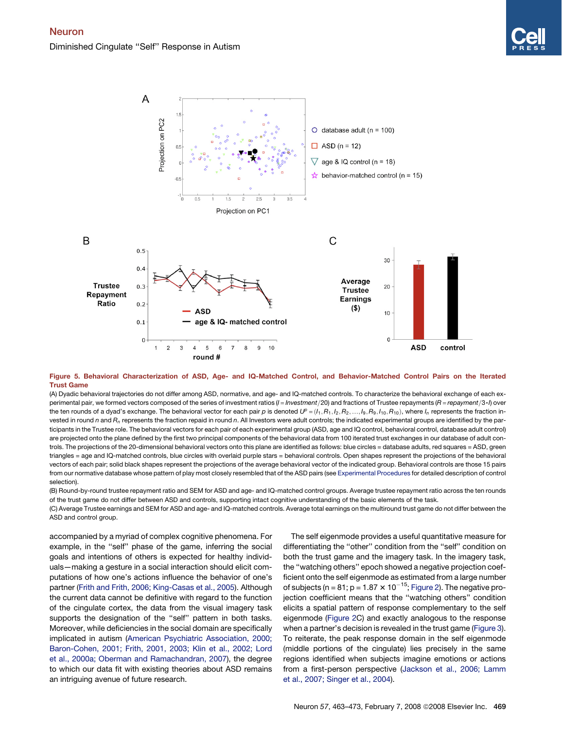**Figure 5. Behavioral Characterization of ASD, Age- and IQ-Matched Control, and Behavior-Matched Control Pairs on the Iterated Trust Game**

(A) Dyadic behavioral trajectories do not differ among ASD, normative, and age- and IQ-matched controls. To characterize the behavioral exchange of each experimental pair, we formed vectors composed of the series of investment ratios ($I = Investment/20$) and fractions of Trustee repayments ($R = repayment/3 \cdot I$) over the ten rounds of a dyad's exchange. The behavioral vector for each pair $p$ is denoted $U^p = (I_1, R_1, I_2, R_2, \ldots, I_9, R_9, I_{10}, R_{10})$, where $I_n$ represents the fraction invested in round $n$ and $R_n$ represents the fraction repaid in round $n$. All Investors were adult controls; the indicated experimental groups are identified by the participants in the Trustee role. The behavioral vectors for each pair of each experimental group (ASD, age and IQ control, behavioral control, database adult control) are projected onto the plane defined by the first two principal components of the behavioral data from 100 iterated trust exchanges in our database of adult controls. The projections of the 20-dimensional behavioral vectors onto this plane are identified as follows: blue circles = database adults, red squares = ASD, green triangles = age and IQ-matched controls, blue circles with overlaid purple stars = behavioral controls. Open shapes represent the projections of the behavioral vectors of each pair; solid black shapes represent the projections of the average behavioral vector of the indicated group. Behavioral controls are those 15 pairs from our normative database whose pattern of play most closely resembled that of the ASD pairs (see Experimental Procedures for detailed description of control selection).

(B) Round-by-round trustee repayment ratio and SEM for ASD and age- and IQ-matched control groups. Average trustee repayment ratio across the ten rounds of the trust game do not differ between ASD and controls, supporting intact cognitive understanding of the basic elements of the task.

(C) Average Trustee earnings and SEM for ASD and age- and IQ-matched controls. Average total earnings on the multiround trust game do not differ between the ASD and control group.

accompanied by a myriad of complex cognitive phenomena. For example, in the "self" phase of the game, inferring the social goals and intentions of others is expected for healthy individuals—making a gesture in a social interaction should elicit computations of how one's actions influence the behavior of one's partner (Frith and Frith, 2006; King-Casas et al., 2005). Although the current data cannot be definitive with regard to the function of the cingulate cortex, the data from the visual imagery task supports the designation of the "self" pattern in both tasks. Moreover, while deficiencies in the social domain are specifically implicated in autism (American Psychiatric Association, 2000; Baron-Cohen, 2001; Frith, 2001, 2003; Klin et al., 2002; Lord et al., 2000a; Oberman and Ramachandran, 2007), the degree to which our data fit with existing theories about ASD remains an intriguing avenue of future research.

The self eigenmode provides a useful quantitative measure for differentiating the "other" condition from the "self" condition on both the trust game and the imagery task. In the imagery task, the "watching others" epoch showed a negative projection coefficient onto the self eigenmode as estimated from a large number of subjects ($n = 81$; $p = 1.87 \times 10^{-15}$; Figure 2). The negative projection coefficient means that the "watching others" condition elicits a spatial pattern of response complementary to the self eigenmode (Figure 2C) and exactly analogous to the response when a partner's decision is revealed in the trust game (Figure 3). To reiterate, the peak response domain in the self eigenmode (middle portions of the cingulate) lies precisely in the same regions identified when subjects imagine emotions or actions from a first-person perspective (Jackson et al., 2006; Lamm et al., 2007; Singer et al., 2004).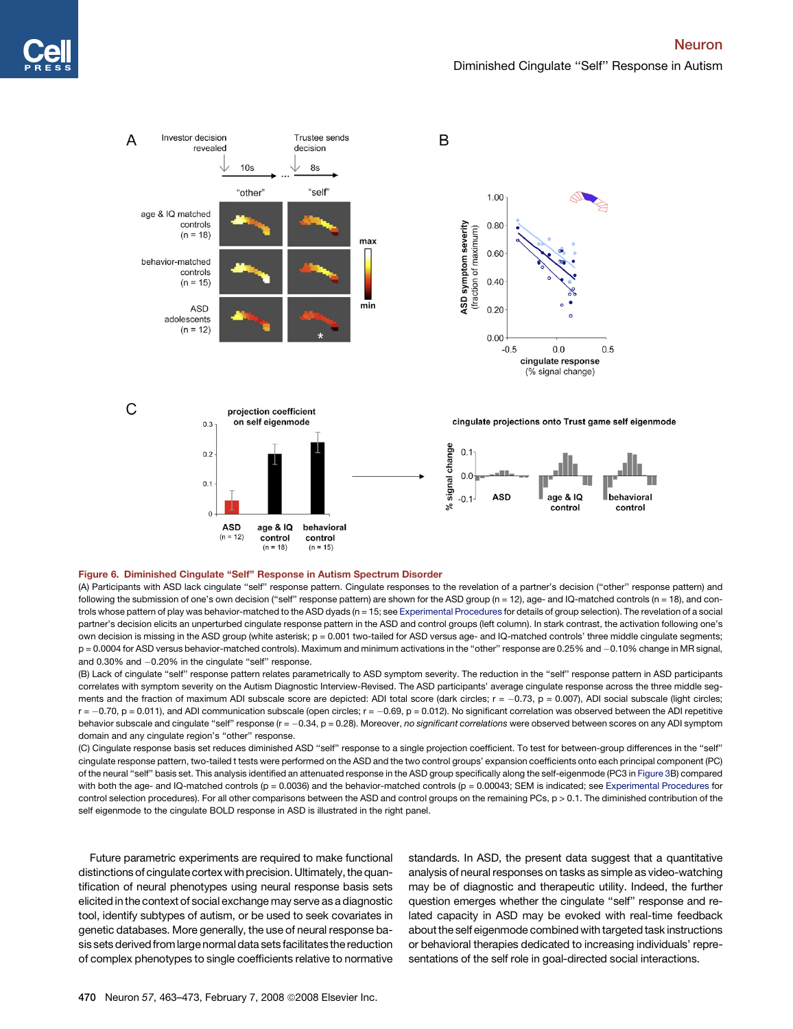**Figure 6. Diminished Cingulate "Self" Response in Autism Spectrum Disorder**

(A) Participants with ASD lack cingulate "self" response pattern. Cingulate responses to the revelation of a partner's decision ("other" response pattern) and following the submission of one's own decision ("self" response pattern) are shown for the ASD group (n = 12), age- and IQ-matched controls (n = 18), and controls whose pattern of play was behavior-matched to the ASD dyads (n = 15; see Experimental Procedures for details of group selection). The revelation of a social partner's decision elicits an unperturbed cingulate response pattern in the ASD and control groups (left column). In stark contrast, the activation following one's own decision is missing in the ASD group (white asterisk; p = 0.001 two-tailed for ASD versus age- and IQ-matched controls' three middle cingulate segments; p = 0.0004 for ASD versus behavior-matched controls). Maximum and minimum activations in the "other" response are 0.25% and −0.10% change in MR signal, and 0.30% and −0.20% in the cingulate "self" response.

(B) Lack of cingulate "self" response pattern relates parametrically to ASD symptom severity. The reduction in the "self" response pattern in ASD participants correlates with symptom severity on the Autism Diagnostic Interview-Revised. The ASD participants' average cingulate response across the three middle segments and the fraction of maximum ADI subscale score are depicted: ADI total score (dark circles; r = −0.73, p = 0.007), ADI social subscale (light circles; r = −0.70, p = 0.011), and ADI communication subscale (open circles; r = −0.69, p = 0.012). No significant correlation was observed between the ADI repetitive behavior subscale and cingulate "self" response (r = −0.34, p = 0.28). Moreover, *no significant correlations* were observed between scores on any ADI symptom domain and any cingulate region's "other" response.

(C) Cingulate response basis set reduces diminished ASD "self" response to a single projection coefficient. To test for between-group differences in the "self" cingulate response pattern, two-tailed t tests were performed on the ASD and the two control groups' expansion coefficients onto each principal component (PC) of the neural "self" basis set. This analysis identified an attenuated response in the ASD group specifically along the self-eigenmode (PC3 in Figure 3B) compared with both the age- and IQ-matched controls (p = 0.0036) and the behavior-matched controls (p = 0.00043; SEM is indicated; see Experimental Procedures for control selection procedures). For all other comparisons between the ASD and control groups on the remaining PCs, p > 0.1. The diminished contribution of the self eigenmode to the cingulate BOLD response in ASD is illustrated in the right panel.

Future parametric experiments are required to make functional distinctions of cingulate cortex with precision. Ultimately, the quantification of neural phenotypes using neural response basis sets elicited in the context of social exchange may serve as a diagnostic tool, identify subtypes of autism, or be used to seek covariates in genetic databases. More generally, the use of neural response basis sets derived from large normal data sets facilitates the reduction of complex phenotypes to single coefficients relative to normative standards. In ASD, the present data suggest that a quantitative analysis of neural responses on tasks as simple as video-watching may be of diagnostic and therapeutic utility. Indeed, the further question emerges whether the cingulate "self" response and related capacity in ASD may be evoked with real-time feedback about the self eigenmode combined with targeted task instructions or behavioral therapies dedicated to increasing individuals' representations of the self role in goal-directed social interactions.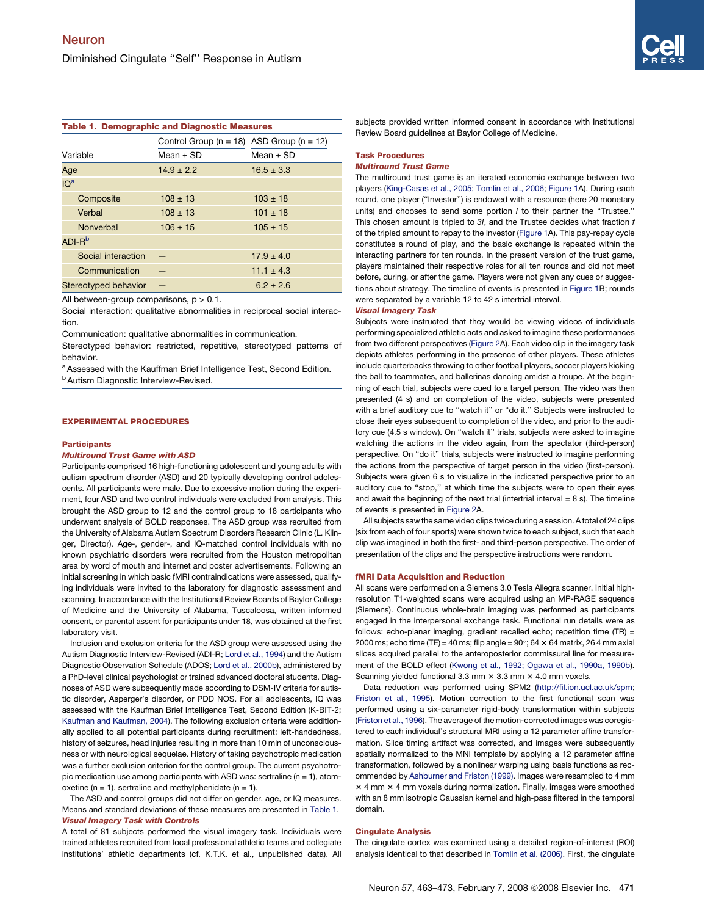**Table 1. Demographic and Diagnostic Measures**

| Variable | Control Group (n = 18) Mean ± SD | ASD Group (n = 12) Mean ± SD |
|---|---|---|
| Age | 14.9 ± 2.2 | 16.5 ± 3.3 |
| IQ[a] | | |
| Composite | 108 ± 13 | 103 ± 18 |
| Verbal | 108 ± 13 | 101 ± 18 |
| Nonverbal | 106 ± 15 | 105 ± 15 |
| ADI-R[b] | | |
| Social interaction | — | 17.9 ± 4.0 |
| Communication | — | 11.1 ± 4.3 |
| Stereotyped behavior | — | 6.2 ± 2.6 |

All between-group comparisons, $p > 0.1$.

Social interaction: qualitative abnormalities in reciprocal social interaction.

Communication: qualitative abnormalities in communication.

Stereotyped behavior: restricted, repetitive, stereotyped patterns of behavior.

[a] Assessed with the Kauffman Brief Intelligence Test, Second Edition.

[b] Autism Diagnostic Interview-Revised.

## EXPERIMENTAL PROCEDURES

### Participants

#### *Multiround Trust Game with ASD*

Participants comprised 16 high-functioning adolescent and young adults with autism spectrum disorder (ASD) and 20 typically developing control adolescents. All participants were male. Due to excessive motion during the experiment, four ASD and two control individuals were excluded from analysis. This brought the ASD group to 12 and the control group to 18 participants who underwent analysis of BOLD responses. The ASD group was recruited from the University of Alabama Autism Spectrum Disorders Research Clinic (L. Klinger, Director). Age-, gender-, and IQ-matched control individuals with no known psychiatric disorders were recruited from the Houston metropolitan area by word of mouth and internet and poster advertisements. Following an initial screening in which basic fMRI contraindications were assessed, qualifying individuals were invited to the laboratory for diagnostic assessment and scanning. In accordance with the Institutional Review Boards of Baylor College of Medicine and the University of Alabama, Tuscaloosa, written informed consent, or parental assent for participants under 18, was obtained at the first laboratory visit.

Inclusion and exclusion criteria for the ASD group were assessed using the Autism Diagnostic Interview-Revised (ADI-R; Lord et al., 1994) and the Autism Diagnostic Observation Schedule (ADOS; Lord et al., 2000b), administered by a PhD-level clinical psychologist or trained advanced doctoral students. Diagnoses of ASD were subsequently made according to DSM-IV criteria for autistic disorder, Asperger's disorder, or PDD NOS. For all adolescents, IQ was assessed with the Kaufman Brief Intelligence Test, Second Edition (K-BIT-2; Kaufman and Kaufman, 2004). The following exclusion criteria were additionally applied to all potential participants during recruitment: left-handedness, history of seizures, head injuries resulting in more than 10 min of unconsciousness or with neurological sequelae. History of taking psychotropic medication was a further exclusion criterion for the control group. The current psychotropic medication use among participants with ASD was: sertraline (n = 1), atomoxetine (n = 1), sertraline and methylphenidate (n = 1).

The ASD and control groups did not differ on gender, age, or IQ measures. Means and standard deviations of these measures are presented in Table 1.

#### *Visual Imagery Task with Controls*

A total of 81 subjects performed the visual imagery task. Individuals were trained athletes recruited from local professional athletic teams and collegiate institutions' athletic departments (cf. K.T.K. et al., unpublished data). All subjects provided written informed consent in accordance with Institutional Review Board guidelines at Baylor College of Medicine.

### Task Procedures

#### *Multiround Trust Game*

The multiround trust game is an iterated economic exchange between two players (King-Casas et al., 2005; Tomlin et al., 2006; Figure 1A). During each round, one player ("Investor") is endowed with a resource (here 20 monetary units) and chooses to send some portion $I$ to their partner the "Trustee." This chosen amount is tripled to $3I$, and the Trustee decides what fraction $f$ of the tripled amount to repay to the Investor (Figure 1A). This pay-repay cycle constitutes a round of play, and the basic exchange is repeated within the interacting partners for ten rounds. In the present version of the trust game, players maintained their respective roles for all ten rounds and did not meet before, during, or after the game. Players were not given any cues or suggestions about strategy. The timeline of events is presented in Figure 1B; rounds were separated by a variable 12 to 42 s intertrial interval.

#### *Visual Imagery Task*

Subjects were instructed that they would be viewing videos of individuals performing specialized athletic acts and asked to imagine these performances from two different perspectives (Figure 2A). Each video clip in the imagery task depicts athletes performing in the presence of other players. These athletes include quarterbacks throwing to other football players, soccer players kicking the ball to teammates, and ballerinas dancing amidst a troupe. At the beginning of each trial, subjects were cued to a target person. The video was then presented (4 s) and on completion of the video, subjects were presented with a brief auditory cue to "watch it" or "do it." Subjects were instructed to close their eyes subsequent to completion of the video, and prior to the auditory cue (4.5 s window). On "watch it" trials, subjects were asked to imagine watching the actions in the video again, from the spectator (third-person) perspective. On "do it" trials, subjects were instructed to imagine performing the actions from the perspective of target person in the video (first-person). Subjects were given 6 s to visualize in the indicated perspective prior to an auditory cue to "stop," at which time the subjects were to open their eyes and await the beginning of the next trial (intertrial interval = 8 s). The timeline of events is presented in Figure 2A.

All subjects saw the same video clips twice during a session. A total of 24 clips (six from each of four sports) were shown twice to each subject, such that each clip was imagined in both the first- and third-person perspective. The order of presentation of the clips and the perspective instructions were random.

### fMRI Data Acquisition and Reduction

All scans were performed on a Siemens 3.0 Tesla Allegra scanner. Initial high-resolution T1-weighted scans were acquired using an MP-RAGE sequence (Siemens). Continuous whole-brain imaging was performed as participants engaged in the interpersonal exchange task. Functional run details were as follows: echo-planar imaging, gradient recalled echo; repetition time (TR) = 2000 ms; echo time (TE) = 40 ms; flip angle = 90°; 64 × 64 matrix, 26 4 mm axial slices acquired parallel to the anteroposterior commissural line for measurement of the BOLD effect (Kwong et al., 1992; Ogawa et al., 1990a, 1990b). Scanning yielded functional 3.3 mm × 3.3 mm × 4.0 mm voxels.

Data reduction was performed using SPM2 (http://fil.ion.ucl.ac.uk/spm; Friston et al., 1995). Motion correction to the first functional scan was performed using a six-parameter rigid-body transformation within subjects (Friston et al., 1996). The average of the motion-corrected images was coregistered to each individual's structural MRI using a 12 parameter affine transformation. Slice timing artifact was corrected, and images were subsequently spatially normalized to the MNI template by applying a 12 parameter affine transformation, followed by a nonlinear warping using basis functions as recommended by Ashburner and Friston (1999). Images were resampled to 4 mm × 4 mm × 4 mm voxels during normalization. Finally, images were smoothed with an 8 mm isotropic Gaussian kernel and high-pass filtered in the temporal domain.

### Cingulate Analysis

The cingulate cortex was examined using a detailed region-of-interest (ROI) analysis identical to that described in Tomlin et al. (2006). First, the cingulate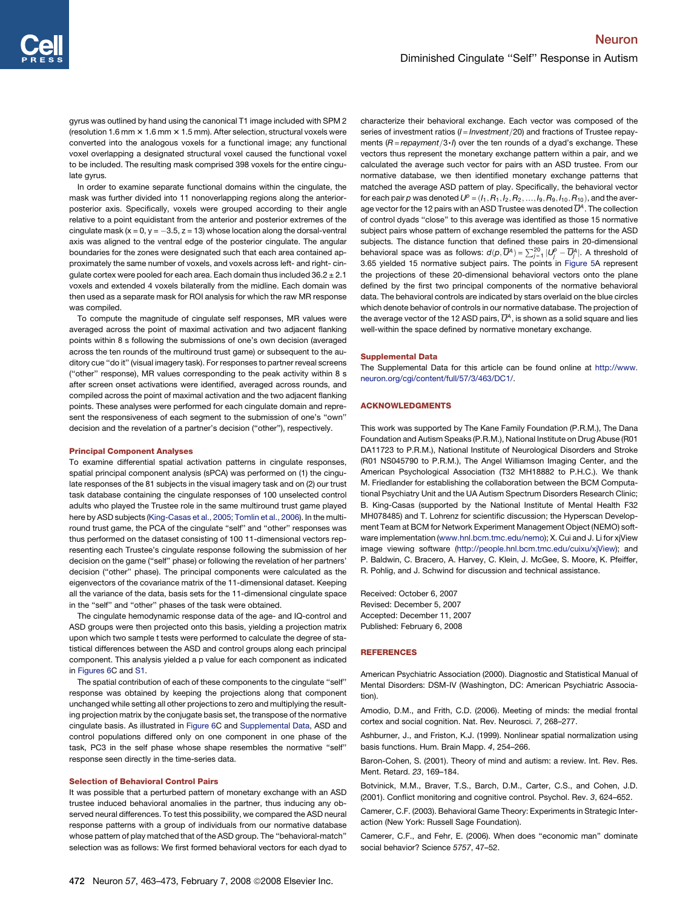gyrus was outlined by hand using the canonical T1 image included with SPM 2 (resolution 1.6 mm × 1.6 mm × 1.5 mm). After selection, structural voxels were converted into the analogous voxels for a functional image; any functional voxel overlapping a designated structural voxel caused the functional voxel to be included. The resulting mask comprised 398 voxels for the entire cingulate gyrus.

In order to examine separate functional domains within the cingulate, the mask was further divided into 11 nonoverlapping regions along the anterior-posterior axis. Specifically, voxels were grouped according to their angle relative to a point equidistant from the anterior and posterior extremes of the cingulate mask (x = 0, y = −3.5, z = 13) whose location along the dorsal-ventral axis was aligned to the ventral edge of the posterior cingulate. The angular boundaries for the zones were designated such that each area contained approximately the same number of voxels, and voxels across left- and right- cingulate cortex were pooled for each area. Each domain thus included 36.2 ± 2.1 voxels and extended 4 voxels bilaterally from the midline. Each domain was then used as a separate mask for ROI analysis for which the raw MR response was compiled.

To compute the magnitude of cingulate self responses, MR values were averaged across the point of maximal activation and two adjacent flanking points within 8 s following the submissions of one's own decision (averaged across the ten rounds of the multiround trust game) or subsequent to the auditory cue "do it" (visual imagery task). For responses to partner reveal screens ("other" response), MR values corresponding to the peak activity within 8 s after screen onset activations were identified, averaged across rounds, and compiled across the point of maximal activation and the two adjacent flanking points. These analyses were performed for each cingulate domain and represent the responsiveness of each segment to the submission of one's "own" decision and the revelation of a partner's decision ("other"), respectively.

### Principal Component Analyses

To examine differential spatial activation patterns in cingulate responses, spatial principal component analysis (sPCA) was performed on (1) the cingulate responses of the 81 subjects in the visual imagery task and on (2) our trust task database containing the cingulate responses of 100 unselected control adults who played the Trustee role in the same multiround trust game played here by ASD subjects (King-Casas et al., 2005; Tomlin et al., 2006). In the multiround trust game, the PCA of the cingulate "self" and "other" responses was thus performed on the dataset consisting of 100 11-dimensional vectors representing each Trustee's cingulate response following the submission of her decision on the game ("self" phase) or following the revelation of her partners' decision ("other" phase). The principal components were calculated as the eigenvectors of the covariance matrix of the 11-dimensional dataset. Keeping all the variance of the data, basis sets for the 11-dimensional cingulate space in the "self" and "other" phases of the task were obtained.

The cingulate hemodynamic response data of the age- and IQ-control and ASD groups were then projected onto this basis, yielding a projection matrix upon which two sample t tests were performed to calculate the degree of statistical differences between the ASD and control groups along each principal component. This analysis yielded a p value for each component as indicated in Figures 6C and S1.

The spatial contribution of each of these components to the cingulate "self" response was obtained by keeping the projections along that component unchanged while setting all other projections to zero and multiplying the resulting projection matrix by the conjugate basis set, the transpose of the normative cingulate basis. As illustrated in Figure 6C and Supplemental Data, ASD and control populations differed only on one component in one phase of the task, PC3 in the self phase whose shape resembles the normative "self" response seen directly in the time-series data.

### Selection of Behavioral Control Pairs

It was possible that a perturbed pattern of monetary exchange with an ASD trustee induced behavioral anomalies in the partner, thus inducing any observed neural differences. To test this possibility, we compared the ASD neural response patterns with a group of individuals from our normative database whose pattern of play matched that of the ASD group. The "behavioral-match" selection was as follows: We first formed behavioral vectors for each dyad to characterize their behavioral exchange. Each vector was composed of the series of investment ratios ($I = Investment/20$) and fractions of Trustee repayments ($R = repayment/3 \cdot I$) over the ten rounds of a dyad's exchange. These vectors thus represent the monetary exchange pattern within a pair, and we calculated the average such vector for pairs with an ASD trustee. From our normative database, we then identified monetary exchange patterns that matched the average ASD pattern of play. Specifically, the behavioral vector for each pair $p$ was denoted $U^p = (I_1, R_1, I_2, R_2, \ldots, I_9, R_9, I_{10}, R_{10})$, and the average vector for the 12 pairs with an ASD Trustee was denoted $\overline{U}^A$. The collection of control dyads "close" to this average was identified as those 15 normative subject pairs whose pattern of exchange resembled the patterns for the ASD subjects. The distance function that defined these pairs in 20-dimensional behavioral space was as follows: $d(p, \overline{U}^A) = \sum_{j=1}^{20} |U_j^p - \overline{U}_j^A|$. A threshold of 3.65 yielded 15 normative subject pairs. The points in Figure 5A represent the projections of these 20-dimensional behavioral vectors onto the plane defined by the first two principal components of the normative behavioral data. The behavioral controls are indicated by stars overlaid on the blue circles which denote behavior of controls in our normative database. The projection of the average vector of the 12 ASD pairs, $\overline{U}^A$, is shown as a solid square and lies well-within the space defined by normative monetary exchange.

### Supplemental Data

The Supplemental Data for this article can be found online at http://www.neuron.org/cgi/content/full/57/3/463/DC1/.

## ACKNOWLEDGMENTS

This work was supported by The Kane Family Foundation (P.R.M.), The Dana Foundation and Autism Speaks (P.R.M.), National Institute on Drug Abuse (R01 DA11723 to P.R.M.), National Institute of Neurological Disorders and Stroke (R01 NS045790 to P.R.M.), The Angel Williamson Imaging Center, and the American Psychological Association (T32 MH18882 to P.H.C.). We thank M. Friedlander for establishing the collaboration between the BCM Computational Psychiatry Unit and the UA Autism Spectrum Disorders Research Clinic; B. King-Casas (supported by the National Institute of Mental Health F32 MH078485) and T. Lohrenz for scientific discussion; the Hyperscan Development Team at BCM for Network Experiment Management Object (NEMO) software implementation (www.hnl.bcm.tmc.edu/nemo); X. Cui and J. Li for xjView image viewing software (http://people.hnl.bcm.tmc.edu/cuixu/xjView); and P. Baldwin, C. Bracero, A. Harvey, C. Klein, J. McGee, S. Moore, K. Pfeiffer, R. Pohlig, and J. Schwind for discussion and technical assistance.

Received: October 6, 2007
Revised: December 5, 2007
Accepted: December 11, 2007
Published: February 6, 2008

## REFERENCES

American Psychiatric Association (2000). Diagnostic and Statistical Manual of Mental Disorders: DSM-IV (Washington, DC: American Psychiatric Association).

Amodio, D.M., and Frith, C.D. (2006). Meeting of minds: the medial frontal cortex and social cognition. Nat. Rev. Neurosci. *7*, 268–277.

Ashburner, J., and Friston, K.J. (1999). Nonlinear spatial normalization using basis functions. Hum. Brain Mapp. *4*, 254–266.

Baron-Cohen, S. (2001). Theory of mind and autism: a review. Int. Rev. Res. Ment. Retard. *23*, 169–184.

Botvinick, M.M., Braver, T.S., Barch, D.M., Carter, C.S., and Cohen, J.D. (2001). Conflict monitoring and cognitive control. Psychol. Rev. *3*, 624–652.

Camerer, C.F. (2003). Behavioral Game Theory: Experiments in Strategic Interaction (New York: Russell Sage Foundation).

Camerer, C.F., and Fehr, E. (2006). When does "economic man" dominate social behavior? Science *5757*, 47–52.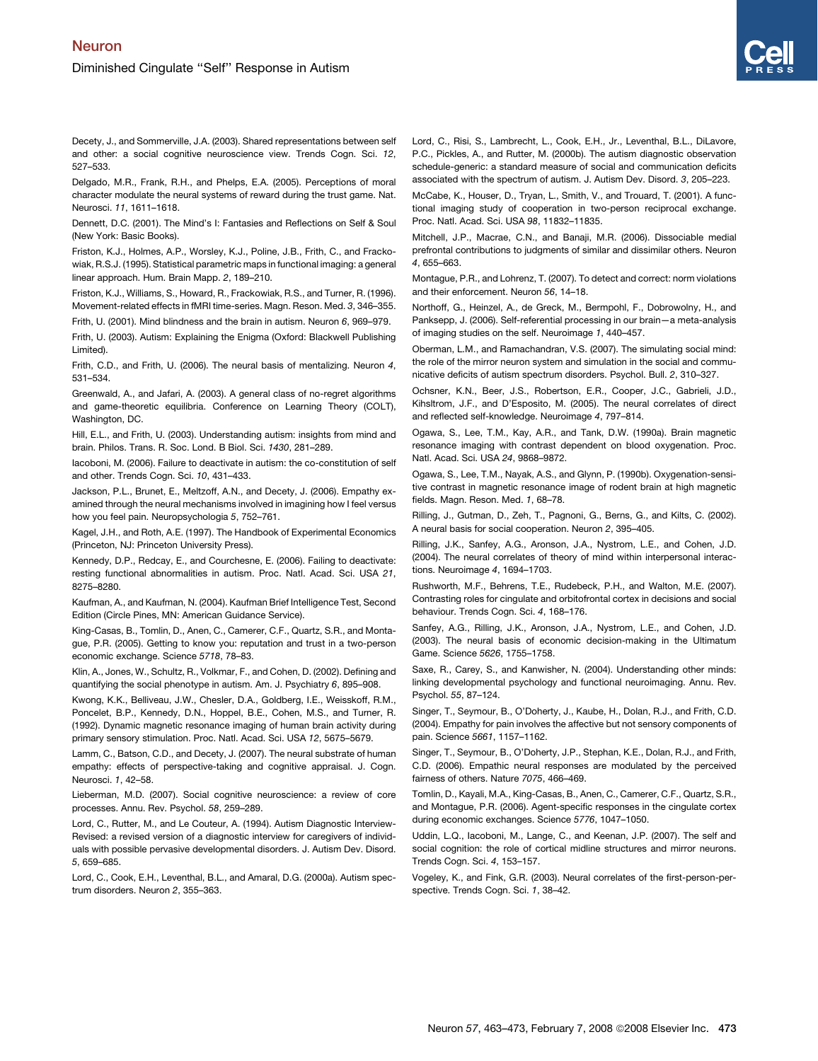Decety, J., and Sommerville, J.A. (2003). Shared representations between self and other: a social cognitive neuroscience view. Trends Cogn. Sci. *12*, 527–533.

Delgado, M.R., Frank, R.H., and Phelps, E.A. (2005). Perceptions of moral character modulate the neural systems of reward during the trust game. Nat. Neurosci. *11*, 1611–1618.

Dennett, D.C. (2001). The Mind's I: Fantasies and Reflections on Self & Soul (New York: Basic Books).

Friston, K.J., Holmes, A.P., Worsley, K.J., Poline, J.B., Frith, C., and Frackowiak, R.S.J. (1995). Statistical parametric maps in functional imaging: a general linear approach. Hum. Brain Mapp. *2*, 189–210.

Friston, K.J., Williams, S., Howard, R., Frackowiak, R.S., and Turner, R. (1996). Movement-related effects in fMRI time-series. Magn. Reson. Med. *3*, 346–355.

Frith, U. (2001). Mind blindness and the brain in autism. Neuron *6*, 969–979.

Frith, U. (2003). Autism: Explaining the Enigma (Oxford: Blackwell Publishing Limited).

Frith, C.D., and Frith, U. (2006). The neural basis of mentalizing. Neuron *4*, 531–534.

Greenwald, A., and Jafari, A. (2003). A general class of no-regret algorithms and game-theoretic equilibria. Conference on Learning Theory (COLT), Washington, DC.

Hill, E.L., and Frith, U. (2003). Understanding autism: insights from mind and brain. Philos. Trans. R. Soc. Lond. B Biol. Sci. *1430*, 281–289.

Iacoboni, M. (2006). Failure to deactivate in autism: the co-constitution of self and other. Trends Cogn. Sci. *10*, 431–433.

Jackson, P.L., Brunet, E., Meltzoff, A.N., and Decety, J. (2006). Empathy examined through the neural mechanisms involved in imagining how I feel versus how you feel pain. Neuropsychologia *5*, 752–761.

Kagel, J.H., and Roth, A.E. (1997). The Handbook of Experimental Economics (Princeton, NJ: Princeton University Press).

Kennedy, D.P., Redcay, E., and Courchesne, E. (2006). Failing to deactivate: resting functional abnormalities in autism. Proc. Natl. Acad. Sci. USA *21*, 8275–8280.

Kaufman, A., and Kaufman, N. (2004). Kaufman Brief Intelligence Test, Second Edition (Circle Pines, MN: American Guidance Service).

King-Casas, B., Tomlin, D., Anen, C., Camerer, C.F., Quartz, S.R., and Montague, P.R. (2005). Getting to know you: reputation and trust in a two-person economic exchange. Science *5718*, 78–83.

Klin, A., Jones, W., Schultz, R., Volkmar, F., and Cohen, D. (2002). Defining and quantifying the social phenotype in autism. Am. J. Psychiatry *6*, 895–908.

Kwong, K.K., Belliveau, J.W., Chesler, D.A., Goldberg, I.E., Weisskoff, R.M., Poncelet, B.P., Kennedy, D.N., Hoppel, B.E., Cohen, M.S., and Turner, R. (1992). Dynamic magnetic resonance imaging of human brain activity during primary sensory stimulation. Proc. Natl. Acad. Sci. USA *12*, 5675–5679.

Lamm, C., Batson, C.D., and Decety, J. (2007). The neural substrate of human empathy: effects of perspective-taking and cognitive appraisal. J. Cogn. Neurosci. *1*, 42–58.

Lieberman, M.D. (2007). Social cognitive neuroscience: a review of core processes. Annu. Rev. Psychol. *58*, 259–289.

Lord, C., Rutter, M., and Le Couteur, A. (1994). Autism Diagnostic Interview-Revised: a revised version of a diagnostic interview for caregivers of individuals with possible pervasive developmental disorders. J. Autism Dev. Disord. *5*, 659–685.

Lord, C., Cook, E.H., Leventhal, B.L., and Amaral, D.G. (2000a). Autism spectrum disorders. Neuron *2*, 355–363.

Lord, C., Risi, S., Lambrecht, L., Cook, E.H., Jr., Leventhal, B.L., DiLavore, P.C., Pickles, A., and Rutter, M. (2000b). The autism diagnostic observation schedule-generic: a standard measure of social and communication deficits associated with the spectrum of autism. J. Autism Dev. Disord. *3*, 205–223.

McCabe, K., Houser, D., Tryan, L., Smith, V., and Trouard, T. (2001). A functional imaging study of cooperation in two-person reciprocal exchange. Proc. Natl. Acad. Sci. USA *98*, 11832–11835.

Mitchell, J.P., Macrae, C.N., and Banaji, M.R. (2006). Dissociable medial prefrontal contributions to judgments of similar and dissimilar others. Neuron *4*, 655–663.

Montague, P.R., and Lohrenz, T. (2007). To detect and correct: norm violations and their enforcement. Neuron *56*, 14–18.

Northoff, G., Heinzel, A., de Greck, M., Bermpohl, F., Dobrowolny, H., and Panksepp, J. (2006). Self-referential processing in our brain—a meta-analysis of imaging studies on the self. Neuroimage *1*, 440–457.

Oberman, L.M., and Ramachandran, V.S. (2007). The simulating social mind: the role of the mirror neuron system and simulation in the social and communicative deficits of autism spectrum disorders. Psychol. Bull. *2*, 310–327.

Ochsner, K.N., Beer, J.S., Robertson, E.R., Cooper, J.C., Gabrieli, J.D., Kihlstrom, J.F., and D'Esposito, M. (2005). The neural correlates of direct and reflected self-knowledge. Neuroimage *4*, 797–814.

Ogawa, S., Lee, T.M., Kay, A.R., and Tank, D.W. (1990a). Brain magnetic resonance imaging with contrast dependent on blood oxygenation. Proc. Natl. Acad. Sci. USA *24*, 9868–9872.

Ogawa, S., Lee, T.M., Nayak, A.S., and Glynn, P. (1990b). Oxygenation-sensitive contrast in magnetic resonance image of rodent brain at high magnetic fields. Magn. Reson. Med. *1*, 68–78.

Rilling, J., Gutman, D., Zeh, T., Pagnoni, G., Berns, G., and Kilts, C. (2002). A neural basis for social cooperation. Neuron *2*, 395–405.

Rilling, J.K., Sanfey, A.G., Aronson, J.A., Nystrom, L.E., and Cohen, J.D. (2004). The neural correlates of theory of mind within interpersonal interactions. Neuroimage *4*, 1694–1703.

Rushworth, M.F., Behrens, T.E., Rudebeck, P.H., and Walton, M.E. (2007). Contrasting roles for cingulate and orbitofrontal cortex in decisions and social behaviour. Trends Cogn. Sci. *4*, 168–176.

Sanfey, A.G., Rilling, J.K., Aronson, J.A., Nystrom, L.E., and Cohen, J.D. (2003). The neural basis of economic decision-making in the Ultimatum Game. Science *5626*, 1755–1758.

Saxe, R., Carey, S., and Kanwisher, N. (2004). Understanding other minds: linking developmental psychology and functional neuroimaging. Annu. Rev. Psychol. *55*, 87–124.

Singer, T., Seymour, B., O'Doherty, J., Kaube, H., Dolan, R.J., and Frith, C.D. (2004). Empathy for pain involves the affective but not sensory components of pain. Science *5661*, 1157–1162.

Singer, T., Seymour, B., O'Doherty, J.P., Stephan, K.E., Dolan, R.J., and Frith, C.D. (2006). Empathic neural responses are modulated by the perceived fairness of others. Nature *7075*, 466–469.

Tomlin, D., Kayali, M.A., King-Casas, B., Anen, C., Camerer, C.F., Quartz, S.R., and Montague, P.R. (2006). Agent-specific responses in the cingulate cortex during economic exchanges. Science *5776*, 1047–1050.

Uddin, L.Q., Iacoboni, M., Lange, C., and Keenan, J.P. (2007). The self and social cognition: the role of cortical midline structures and mirror neurons. Trends Cogn. Sci. *4*, 153–157.

Vogeley, K., and Fink, G.R. (2003). Neural correlates of the first-person-perspective. Trends Cogn. Sci. *1*, 38–42.